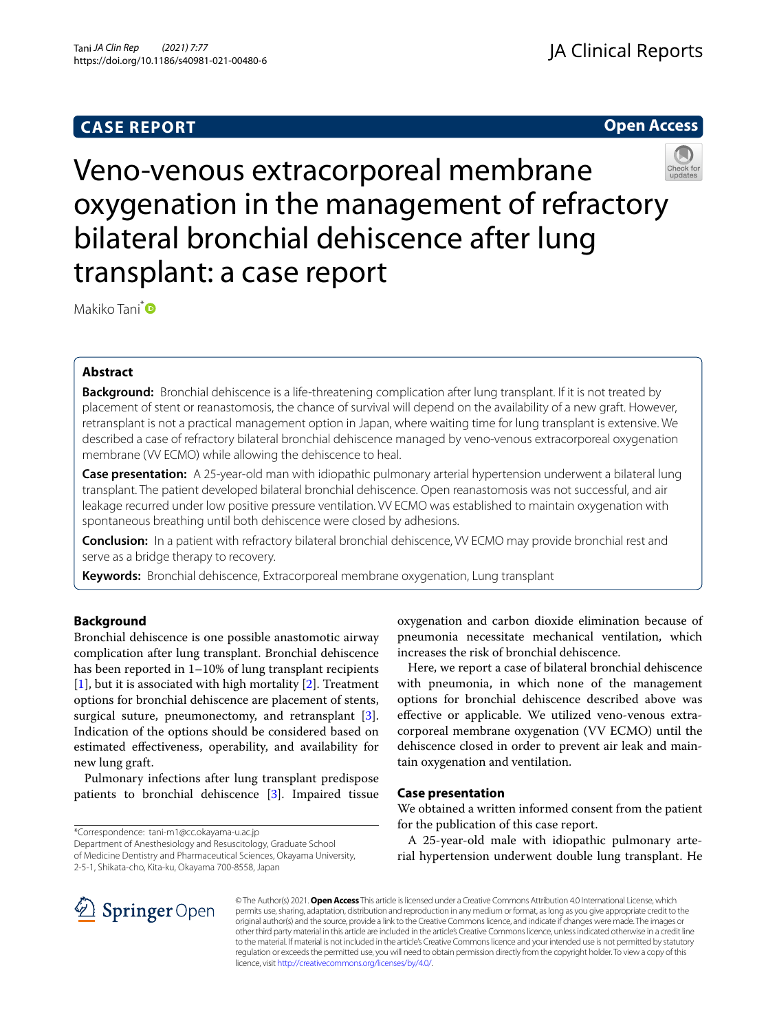# Veno-venous extracorporeal membrane oxygenation in the management of refractory bilateral bronchial dehiscence after lung transplant: a case report

Makiko Tani*

## Abstract

**Background:** Bronchial dehiscence is a life-threatening complication after lung transplant. If it is not treated by placement of stent or reanastomosis, the chance of survival will depend on the availability of a new graft. However, retransplant is not a practical management option in Japan, where waiting time for lung transplant is extensive. We described a case of refractory bilateral bronchial dehiscence managed by veno-venous extracorporeal oxygenation membrane (VV ECMO) while allowing the dehiscence to heal.

**Case presentation:** A 25-year-old man with idiopathic pulmonary arterial hypertension underwent a bilateral lung transplant. The patient developed bilateral bronchial dehiscence. Open reanastomosis was not successful, and air leakage recurred under low positive pressure ventilation. VV ECMO was established to maintain oxygenation with spontaneous breathing until both dehiscence were closed by adhesions.

**Conclusion:** In a patient with refractory bilateral bronchial dehiscence, VV ECMO may provide bronchial rest and serve as a bridge therapy to recovery.

**Keywords:** Bronchial dehiscence, Extracorporeal membrane oxygenation, Lung transplant

## Background

Bronchial dehiscence is one possible anastomotic airway complication after lung transplant. Bronchial dehiscence has been reported in 1–10% of lung transplant recipients [1], but it is associated with high mortality [2]. Treatment options for bronchial dehiscence are placement of stents, surgical suture, pneumonectomy, and retransplant [3]. Indication of the options should be considered based on estimated effectiveness, operability, and availability for new lung graft.

Pulmonary infections after lung transplant predispose patients to bronchial dehiscence [3]. Impaired tissue oxygenation and carbon dioxide elimination because of pneumonia necessitate mechanical ventilation, which increases the risk of bronchial dehiscence.

Here, we report a case of bilateral bronchial dehiscence with pneumonia, in which none of the management options for bronchial dehiscence described above was effective or applicable. We utilized veno-venous extracorporeal membrane oxygenation (VV ECMO) until the dehiscence closed in order to prevent air leak and maintain oxygenation and ventilation.

## Case presentation

We obtained a written informed consent from the patient for the publication of this case report.

A 25-year-old male with idiopathic pulmonary arterial hypertension underwent double lung transplant. He

*Correspondence: tani-m1@cc.okayama-u.ac.jp
Department of Anesthesiology and Resuscitology, Graduate School of Medicine Dentistry and Pharmaceutical Sciences, Okayama University, 2-5-1, Shikata-cho, Kita-ku, Okayama 700-8558, Japan

© The Author(s) 2021. **Open Access** This article is licensed under a Creative Commons Attribution 4.0 International License, which permits use, sharing, adaptation, distribution and reproduction in any medium or format, as long as you give appropriate credit to the original author(s) and the source, provide a link to the Creative Commons licence, and indicate if changes were made. The images or other third party material in this article are included in the article's Creative Commons licence, unless indicated otherwise in a credit line to the material. If material is not included in the article's Creative Commons licence and your intended use is not permitted by statutory regulation or exceeds the permitted use, you will need to obtain permission directly from the copyright holder. To view a copy of this licence, visit http://creativecommons.org/licenses/by/4.0/.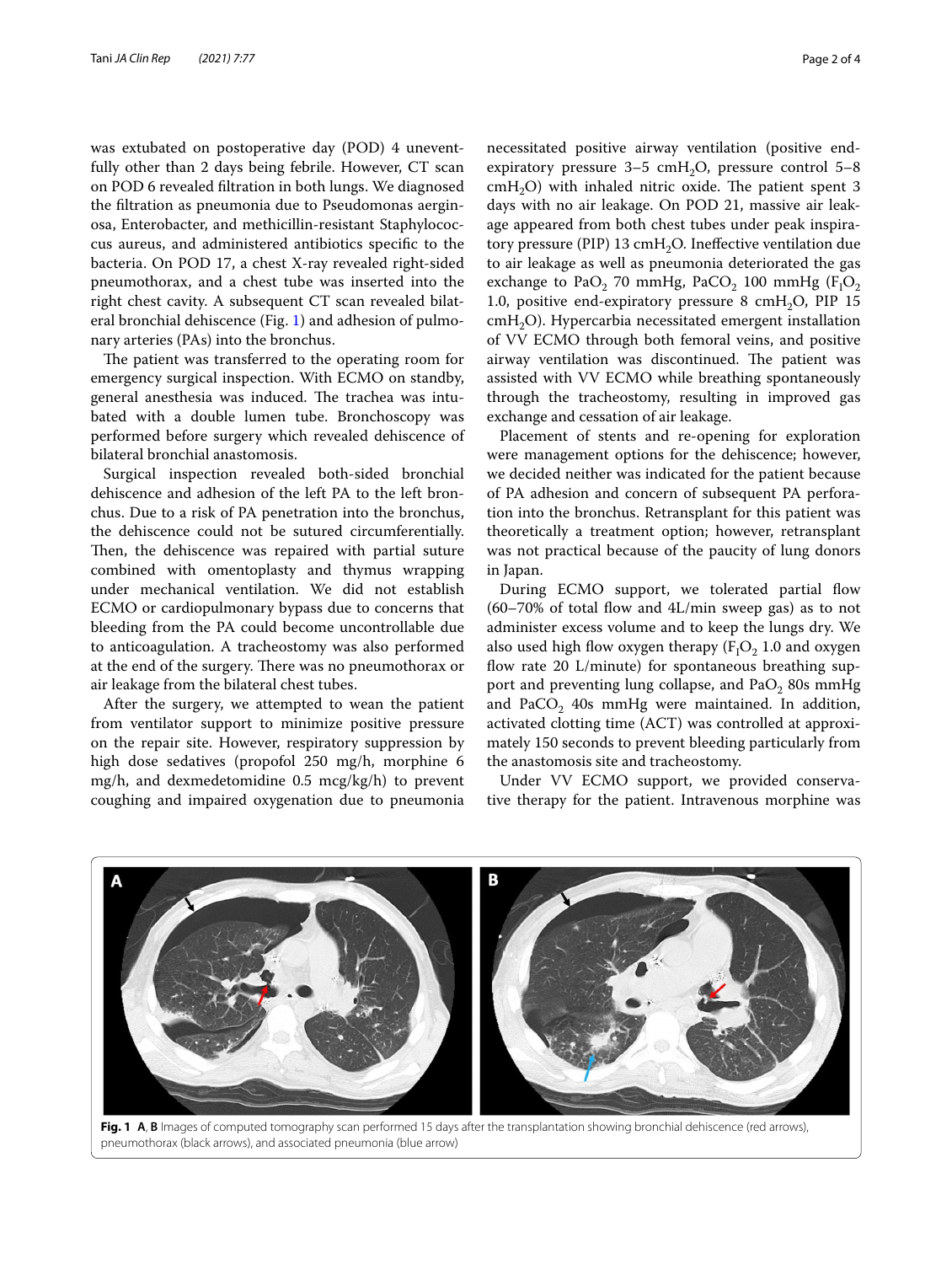was extubated on postoperative day (POD) 4 uneventfully other than 2 days being febrile. However, CT scan on POD 6 revealed filtration in both lungs. We diagnosed the filtration as pneumonia due to Pseudomonas aerginosa, Enterobacter, and methicillin-resistant Staphylococcus aureus, and administered antibiotics specific to the bacteria. On POD 17, a chest X-ray revealed right-sided pneumothorax, and a chest tube was inserted into the right chest cavity. A subsequent CT scan revealed bilateral bronchial dehiscence (Fig. 1) and adhesion of pulmonary arteries (PAs) into the bronchus.

The patient was transferred to the operating room for emergency surgical inspection. With ECMO on standby, general anesthesia was induced. The trachea was intubated with a double lumen tube. Bronchoscopy was performed before surgery which revealed dehiscence of bilateral bronchial anastomosis.

Surgical inspection revealed both-sided bronchial dehiscence and adhesion of the left PA to the left bronchus. Due to a risk of PA penetration into the bronchus, the dehiscence could not be sutured circumferentially. Then, the dehiscence was repaired with partial suture combined with omentoplasty and thymus wrapping under mechanical ventilation. We did not establish ECMO or cardiopulmonary bypass due to concerns that bleeding from the PA could become uncontrollable due to anticoagulation. A tracheostomy was also performed at the end of the surgery. There was no pneumothorax or air leakage from the bilateral chest tubes.

After the surgery, we attempted to wean the patient from ventilator support to minimize positive pressure on the repair site. However, respiratory suppression by high dose sedatives (propofol 250 mg/h, morphine 6 mg/h, and dexmedetomidine 0.5 mcg/kg/h) to prevent coughing and impaired oxygenation due to pneumonia necessitated positive airway ventilation (positive end-expiratory pressure 3–5 $cmH_2O$, pressure control 5–8 $cmH_2O$) with inhaled nitric oxide. The patient spent 3 days with no air leakage. On POD 21, massive air leakage appeared from both chest tubes under peak inspiratory pressure (PIP) 13 $cmH_2O$. Ineffective ventilation due to air leakage as well as pneumonia deteriorated the gas exchange to $PaO_2$ 70 mmHg, $PaCO_2$ 100 mmHg ($F_IO_2$ 1.0, positive end-expiratory pressure 8 $cmH_2O$, PIP 15 $cmH_2O$). Hypercarbia necessitated emergent installation of VV ECMO through both femoral veins, and positive airway ventilation was discontinued. The patient was assisted with VV ECMO while breathing spontaneously through the tracheostomy, resulting in improved gas exchange and cessation of air leakage.

Placement of stents and re-opening for exploration were management options for the dehiscence; however, we decided neither was indicated for the patient because of PA adhesion and concern of subsequent PA perforation into the bronchus. Retransplant for this patient was theoretically a treatment option; however, retransplant was not practical because of the paucity of lung donors in Japan.

During ECMO support, we tolerated partial flow (60–70% of total flow and 4L/min sweep gas) as to not administer excess volume and to keep the lungs dry. We also used high flow oxygen therapy ($F_IO_2$ 1.0 and oxygen flow rate 20 L/minute) for spontaneous breathing support and preventing lung collapse, and $PaO_2$ 80s mmHg and $PaCO_2$ 40s mmHg were maintained. In addition, activated clotting time (ACT) was controlled at approximately 150 seconds to prevent bleeding particularly from the anastomosis site and tracheostomy.

Under VV ECMO support, we provided conservative therapy for the patient. Intravenous morphine was

**Fig. 1** **A**, **B** Images of computed tomography scan performed 15 days after the transplantation showing bronchial dehiscence (red arrows), pneumothorax (black arrows), and associated pneumonia (blue arrow)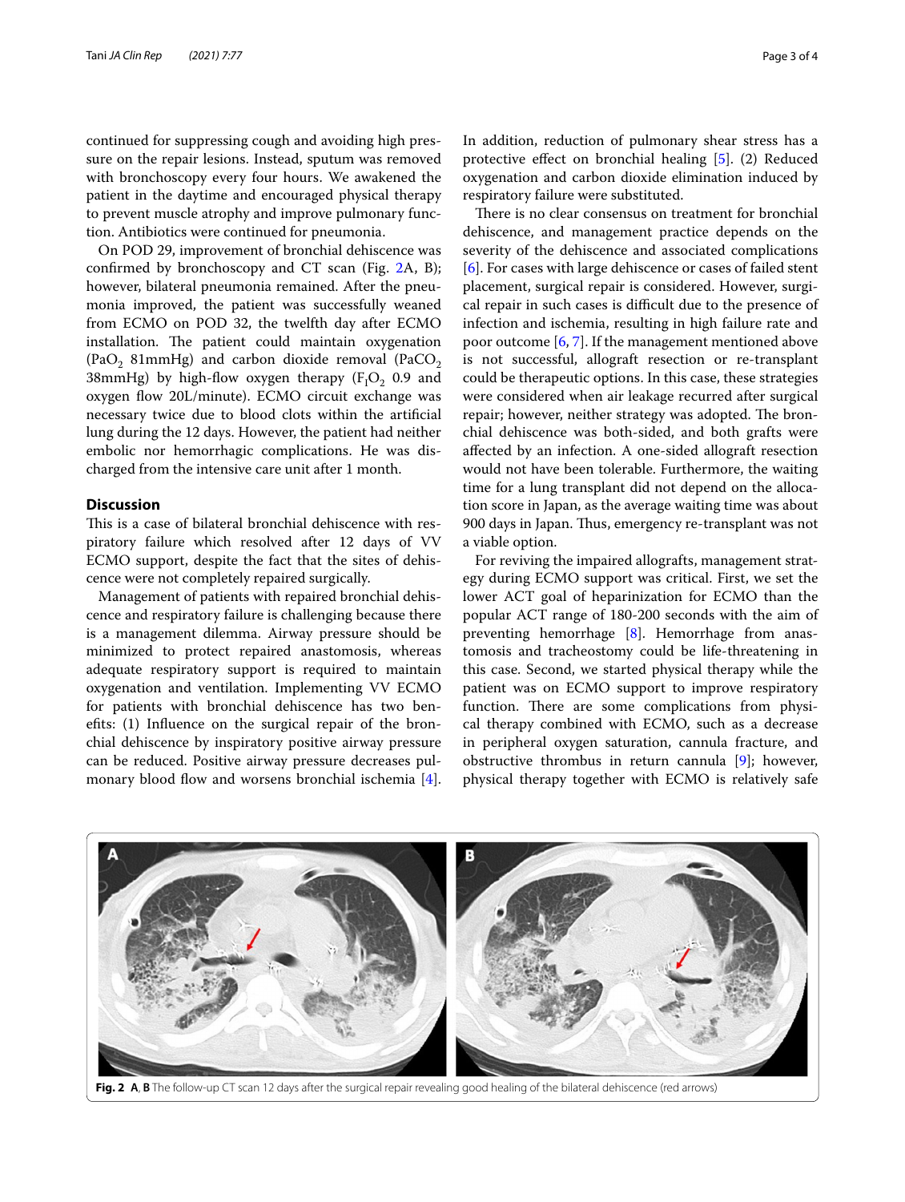continued for suppressing cough and avoiding high pressure on the repair lesions. Instead, sputum was removed with bronchoscopy every four hours. We awakened the patient in the daytime and encouraged physical therapy to prevent muscle atrophy and improve pulmonary function. Antibiotics were continued for pneumonia.

On POD 29, improvement of bronchial dehiscence was confirmed by bronchoscopy and CT scan (Fig. 2A, B); however, bilateral pneumonia remained. After the pneumonia improved, the patient was successfully weaned from ECMO on POD 32, the twelfth day after ECMO installation. The patient could maintain oxygenation ($PaO_2$ 81mmHg) and carbon dioxide removal ($PaCO_2$ 38mmHg) by high-flow oxygen therapy ($F_IO_2$ 0.9 and oxygen flow 20L/minute). ECMO circuit exchange was necessary twice due to blood clots within the artificial lung during the 12 days. However, the patient had neither embolic nor hemorrhagic complications. He was discharged from the intensive care unit after 1 month.

## Discussion

This is a case of bilateral bronchial dehiscence with respiratory failure which resolved after 12 days of VV ECMO support, despite the fact that the sites of dehiscence were not completely repaired surgically.

Management of patients with repaired bronchial dehiscence and respiratory failure is challenging because there is a management dilemma. Airway pressure should be minimized to protect repaired anastomosis, whereas adequate respiratory support is required to maintain oxygenation and ventilation. Implementing VV ECMO for patients with bronchial dehiscence has two benefits: (1) Influence on the surgical repair of the bronchial dehiscence by inspiratory positive airway pressure can be reduced. Positive airway pressure decreases pulmonary blood flow and worsens bronchial ischemia [4]. In addition, reduction of pulmonary shear stress has a protective effect on bronchial healing [5]. (2) Reduced oxygenation and carbon dioxide elimination induced by respiratory failure were substituted.

There is no clear consensus on treatment for bronchial dehiscence, and management practice depends on the severity of the dehiscence and associated complications [6]. For cases with large dehiscence or cases of failed stent placement, surgical repair is considered. However, surgical repair in such cases is difficult due to the presence of infection and ischemia, resulting in high failure rate and poor outcome [6, 7]. If the management mentioned above is not successful, allograft resection or re-transplant could be therapeutic options. In this case, these strategies were considered when air leakage recurred after surgical repair; however, neither strategy was adopted. The bronchial dehiscence was both-sided, and both grafts were affected by an infection. A one-sided allograft resection would not have been tolerable. Furthermore, the waiting time for a lung transplant did not depend on the allocation score in Japan, as the average waiting time was about 900 days in Japan. Thus, emergency re-transplant was not a viable option.

For reviving the impaired allografts, management strategy during ECMO support was critical. First, we set the lower ACT goal of heparinization for ECMO than the popular ACT range of 180-200 seconds with the aim of preventing hemorrhage [8]. Hemorrhage from anastomosis and tracheostomy could be life-threatening in this case. Second, we started physical therapy while the patient was on ECMO support to improve respiratory function. There are some complications from physical therapy combined with ECMO, such as a decrease in peripheral oxygen saturation, cannula fracture, and obstructive thrombus in return cannula [9]; however, physical therapy together with ECMO is relatively safe

**Fig. 2** **A**, **B** The follow-up CT scan 12 days after the surgical repair revealing good healing of the bilateral dehiscence (red arrows)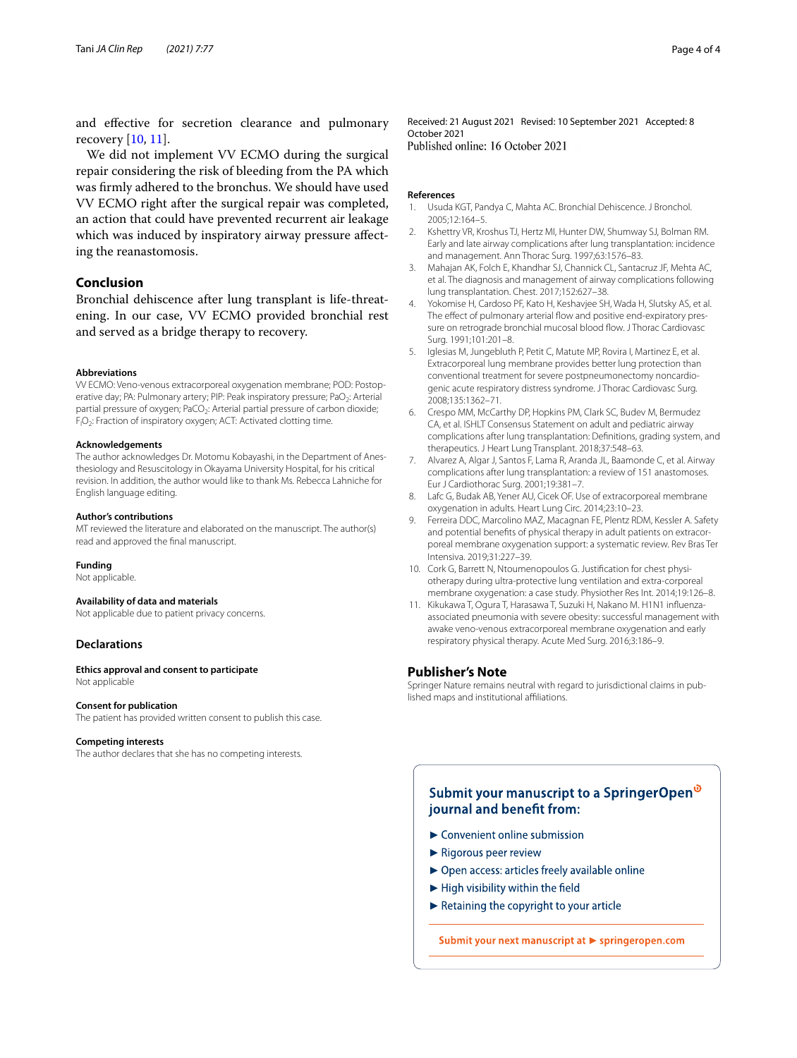and effective for secretion clearance and pulmonary recovery [10, 11].

We did not implement VV ECMO during the surgical repair considering the risk of bleeding from the PA which was firmly adhered to the bronchus. We should have used VV ECMO right after the surgical repair was completed, an action that could have prevented recurrent air leakage which was induced by inspiratory airway pressure affecting the reanastomosis.

## Conclusion

Bronchial dehiscence after lung transplant is life-threatening. In our case, VV ECMO provided bronchial rest and served as a bridge therapy to recovery.

#### Abbreviations

VV ECMO: Veno-venous extracorporeal oxygenation membrane; POD: Postoperative day; PA: Pulmonary artery; PIP: Peak inspiratory pressure; $PaO_2$: Arterial partial pressure of oxygen; $PaCO_2$: Arterial partial pressure of carbon dioxide; $F_IO_2$: Fraction of inspiratory oxygen; ACT: Activated clotting time.

#### Acknowledgements

The author acknowledges Dr. Motomu Kobayashi, in the Department of Anesthesiology and Resuscitology in Okayama University Hospital, for his critical revision. In addition, the author would like to thank Ms. Rebecca Lahniche for English language editing.

#### Author's contributions

MT reviewed the literature and elaborated on the manuscript. The author(s) read and approved the final manuscript.

#### Funding

Not applicable.

#### Availability of data and materials

Not applicable due to patient privacy concerns.

### Declarations

#### Ethics approval and consent to participate

Not applicable

#### Consent for publication

The patient has provided written consent to publish this case.

#### Competing interests

The author declares that she has no competing interests.

Received: 21 August 2021 Revised: 10 September 2021 Accepted: 8 October 2021
Published online: 16 October 2021

#### References

1. Usuda KGT, Pandya C, Mahta AC. Bronchial Dehiscence. J Bronchol. 2005;12:164–5.
2. Kshettry VR, Kroshus TJ, Hertz MI, Hunter DW, Shumway SJ, Bolman RM. Early and late airway complications after lung transplantation: incidence and management. Ann Thorac Surg. 1997;63:1576–83.
3. Mahajan AK, Folch E, Khandhar SJ, Channick CL, Santacruz JF, Mehta AC, et al. The diagnosis and management of airway complications following lung transplantation. Chest. 2017;152:627–38.
4. Yokomise H, Cardoso PF, Kato H, Keshavjee SH, Wada H, Slutsky AS, et al. The effect of pulmonary arterial flow and positive end-expiratory pressure on retrograde bronchial mucosal blood flow. J Thorac Cardiovasc Surg. 1991;101:201–8.
5. Iglesias M, Jungebluth P, Petit C, Matute MP, Rovira I, Martinez E, et al. Extracorporeal lung membrane provides better lung protection than conventional treatment for severe postpneumonectomy noncardiogenic acute respiratory distress syndrome. J Thorac Cardiovasc Surg. 2008;135:1362–71.
6. Crespo MM, McCarthy DP, Hopkins PM, Clark SC, Budev M, Bermudez CA, et al. ISHLT Consensus Statement on adult and pediatric airway complications after lung transplantation: Definitions, grading system, and therapeutics. J Heart Lung Transplant. 2018;37:548–63.
7. Alvarez A, Algar J, Santos F, Lama R, Aranda JL, Baamonde C, et al. Airway complications after lung transplantation: a review of 151 anastomoses. Eur J Cardiothorac Surg. 2001;19:381–7.
8. Lafc G, Budak AB, Yener AU, Cicek OF. Use of extracorporeal membrane oxygenation in adults. Heart Lung Circ. 2014;23:10–23.
9. Ferreira DDC, Marcolino MAZ, Macagnan FE, Plentz RDM, Kessler A. Safety and potential benefits of physical therapy in adult patients on extracorporeal membrane oxygenation support: a systematic review. Rev Bras Ter Intensiva. 2019;31:227–39.
10. Cork G, Barrett N, Ntoumenopoulos G. Justification for chest physiotherapy during ultra-protective lung ventilation and extra-corporeal membrane oxygenation: a case study. Physiother Res Int. 2014;19:126–8.
11. Kikukawa T, Ogura T, Harasawa T, Suzuki H, Nakano M. H1N1 influenza-associated pneumonia with severe obesity: successful management with awake veno-venous extracorporeal membrane oxygenation and early respiratory physical therapy. Acute Med Surg. 2016;3:186–9.

## Publisher's Note

Springer Nature remains neutral with regard to jurisdictional claims in published maps and institutional affiliations.

**Submit your manuscript to a SpringerOpen journal and benefit from:**

- ► Convenient online submission
- ► Rigorous peer review
- ► Open access: articles freely available online
- ► High visibility within the field
- ► Retaining the copyright to your article

**Submit your next manuscript at ► springeropen.com**